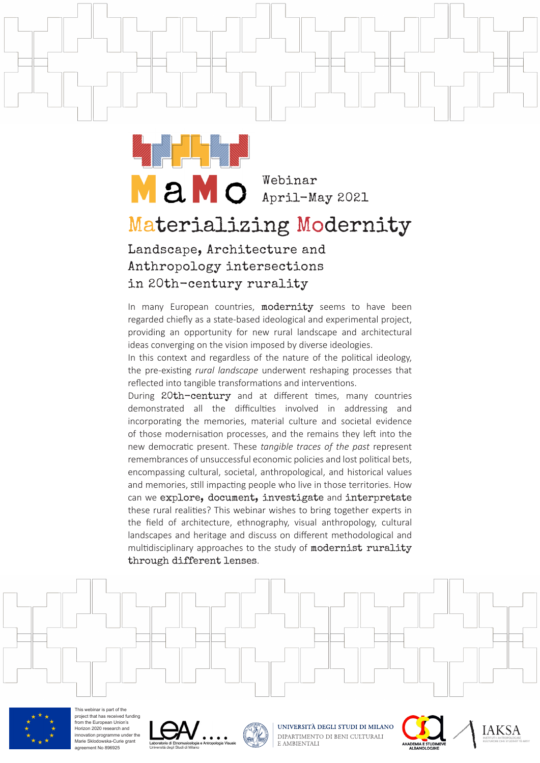MaMo

Webinar
April-May 2021

# Materializing Modernity

## Landscape, Architecture and Anthropology intersections in 20th-century rurality

In many European countries, **modernity** seems to have been regarded chiefly as a state-based ideological and experimental project, providing an opportunity for new rural landscape and architectural ideas converging on the vision imposed by diverse ideologies.
In this context and regardless of the nature of the political ideology, the pre-existing *rural landscape* underwent reshaping processes that reflected into tangible transformations and interventions.
During **20th-century** and at different times, many countries demonstrated all the difficulties involved in addressing and incorporating the memories, material culture and societal evidence of those modernisation processes, and the remains they left into the new democratic present. These *tangible traces of the past* represent remembrances of unsuccessful economic policies and lost political bets, encompassing cultural, societal, anthropological, and historical values and memories, still impacting people who live in those territories. How can we **explore, document, investigate** and **interpretate** these rural realities? This webinar wishes to bring together experts in the field of architecture, ethnography, visual anthropology, cultural landscapes and heritage and discuss on different methodological and multidisciplinary approaches to the study of **modernist rurality through different lenses**.

This webinar is part of the project that has received funding from the European Union's Horizon 2020 research and innovation programme under the Marie Skłodowska-Curie grant agreement No 896925

LEAV Laboratorio di Etnomusicologia e Antropologia Visuale Università degli Studi di Milano

UNIVERSITÀ DEGLI STUDI DI MILANO
DIPARTIMENTO DI BENI CULTURALI E AMBIENTALI

AKADEMIA E STUDIMEVE ALBANOLOGJIKE

IAKSA INSTITUTI I ANTROPOLOGJISË KULTURORE DHE STUDIMIT TË ARTIT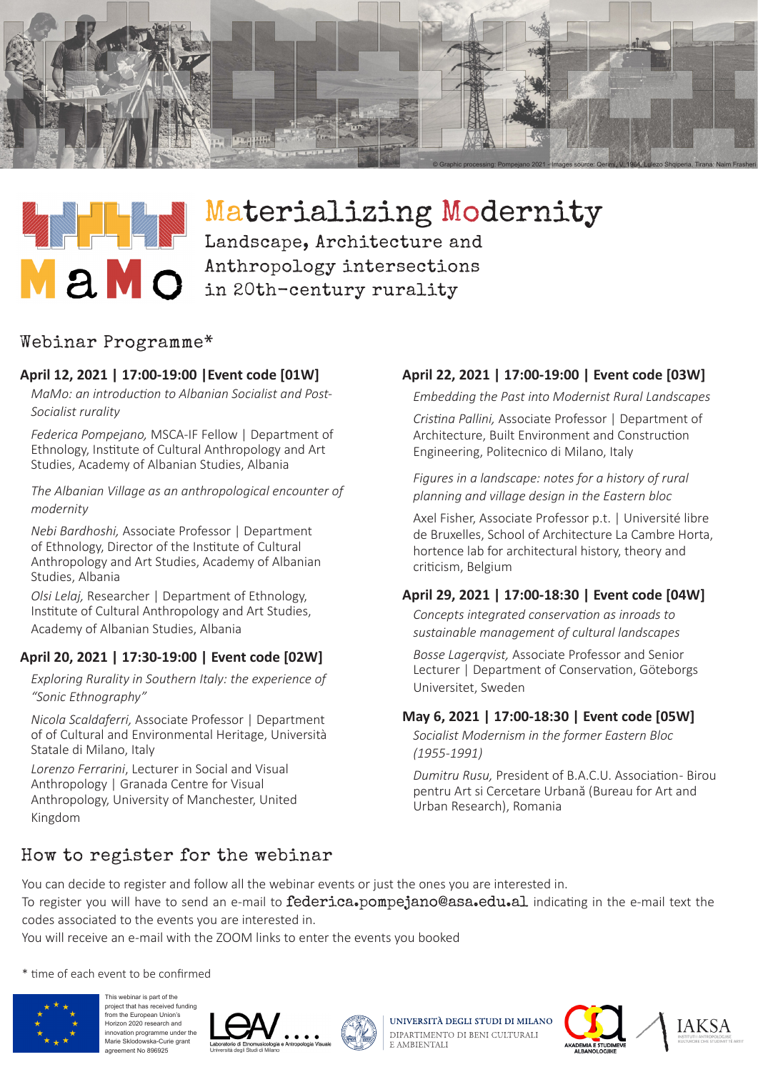© Graphic processing: Pompejano 2021 - Images source: Qerimi, V. 1964, Lulezo Shqiperia, Tirana: Naim Frasheri

# Materializing Modernity

## Landscape, Architecture and Anthropology intersections in 20th-century rurality

MaMo

## Webinar Programme*

**April 12, 2021 | 17:00-19:00 |Event code [01W]**

*MaMo: an introduction to Albanian Socialist and Post-Socialist rurality*

*Federica Pompejano,* MSCA-IF Fellow | Department of Ethnology, Institute of Cultural Anthropology and Art Studies, Academy of Albanian Studies, Albania

*The Albanian Village as an anthropological encounter of modernity*

*Nebi Bardhoshi,* Associate Professor | Department of Ethnology, Director of the Institute of Cultural Anthropology and Art Studies, Academy of Albanian Studies, Albania

*Olsi Lelaj,* Researcher | Department of Ethnology, Institute of Cultural Anthropology and Art Studies, Academy of Albanian Studies, Albania

**April 20, 2021 | 17:30-19:00 | Event code [02W]**

*Exploring Rurality in Southern Italy: the experience of "Sonic Ethnography"*

*Nicola Scaldaferri,* Associate Professor | Department of of Cultural and Environmental Heritage, Università Statale di Milano, Italy

*Lorenzo Ferrarini*, Lecturer in Social and Visual Anthropology | Granada Centre for Visual Anthropology, University of Manchester, United Kingdom

**April 22, 2021 | 17:00-19:00 | Event code [03W]**

*Embedding the Past into Modernist Rural Landscapes*

*Cristina Pallini,* Associate Professor | Department of Architecture, Built Environment and Construction Engineering, Politecnico di Milano, Italy

*Figures in a landscape: notes for a history of rural planning and village design in the Eastern bloc*

Axel Fisher, Associate Professor p.t. | Université libre de Bruxelles, School of Architecture La Cambre Horta, hortence lab for architectural history, theory and criticism, Belgium

**April 29, 2021 | 17:00-18:30 | Event code [04W]**

*Concepts integrated conservation as inroads to sustainable management of cultural landscapes*

*Bosse Lagerqvist,* Associate Professor and Senior Lecturer | Department of Conservation, Göteborgs Universitet, Sweden

**May 6, 2021 | 17:00-18:30 | Event code [05W]**

*Socialist Modernism in the former Eastern Bloc (1955-1991)*

*Dumitru Rusu,* President of B.A.C.U. Association- Birou pentru Art si Cercetare Urbană (Bureau for Art and Urban Research), Romania

## How to register for the webinar

You can decide to register and follow all the webinar events or just the ones you are interested in.
To register you will have to send an e-mail to federica.pompejano@asa.edu.al indicating in the e-mail text the codes associated to the events you are interested in.
You will receive an e-mail with the ZOOM links to enter the events you booked

\* time of each event to be confirmed

This webinar is part of the project that has received funding from the European Union's Horizon 2020 research and innovation programme under the Marie Skłodowska-Curie grant agreement No 896925

LEAV Laboratorio di Etnomusicologia e Antropologia Visuale Università degli Studi di Milano

UNIVERSITÀ DEGLI STUDI DI MILANO DIPARTIMENTO DI BENI CULTURALI E AMBIENTALI

AKADEMIA E STUDIMEVE ALBANOLOGJIKE

IAKSA